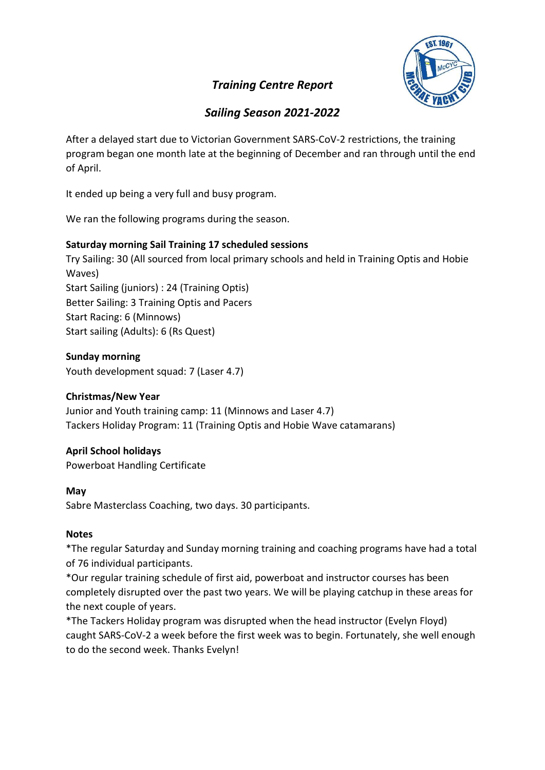# *Training Centre Report*

## *Sailing Season 2021-2022*

After a delayed start due to Victorian Government SARS-CoV-2 restrictions, the training program began one month late at the beginning of December and ran through until the end of April.

It ended up being a very full and busy program.

We ran the following programs during the season.

**Saturday morning Sail Training 17 scheduled sessions**
Try Sailing: 30 (All sourced from local primary schools and held in Training Optis and Hobie Waves)
Start Sailing (juniors) : 24 (Training Optis)
Better Sailing: 3 Training Optis and Pacers
Start Racing: 6 (Minnows)
Start sailing (Adults): 6 (Rs Quest)

**Sunday morning**
Youth development squad: 7 (Laser 4.7)

**Christmas/New Year**
Junior and Youth training camp: 11 (Minnows and Laser 4.7)
Tackers Holiday Program: 11 (Training Optis and Hobie Wave catamarans)

**April School holidays**
Powerboat Handling Certificate

**May**
Sabre Masterclass Coaching, two days. 30 participants.

**Notes**
*The regular Saturday and Sunday morning training and coaching programs have had a total of 76 individual participants.
*Our regular training schedule of first aid, powerboat and instructor courses has been completely disrupted over the past two years. We will be playing catchup in these areas for the next couple of years.
*The Tackers Holiday program was disrupted when the head instructor (Evelyn Floyd) caught SARS-CoV-2 a week before the first week was to begin. Fortunately, she well enough to do the second week. Thanks Evelyn!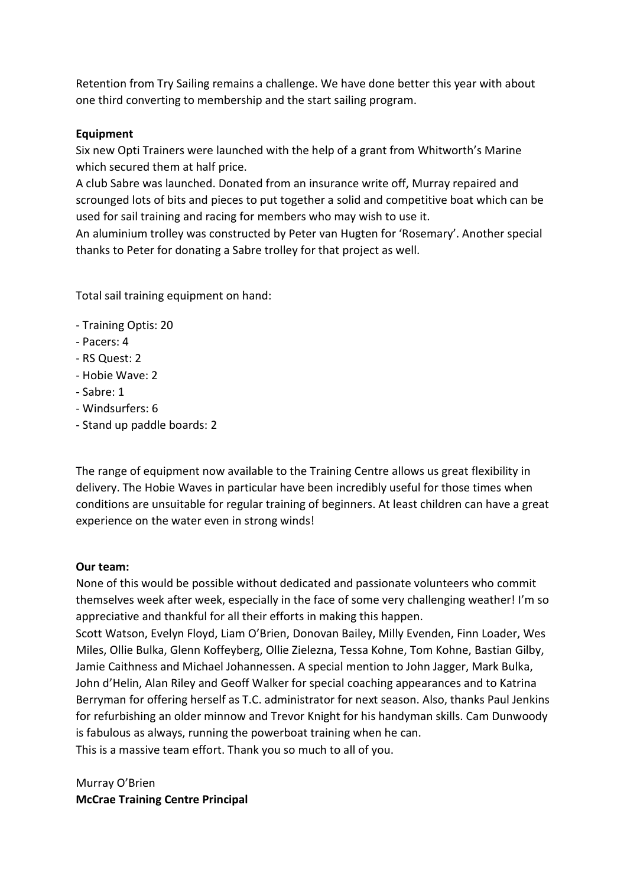Retention from Try Sailing remains a challenge. We have done better this year with about one third converting to membership and the start sailing program.

**Equipment**

Six new Opti Trainers were launched with the help of a grant from Whitworth's Marine which secured them at half price.

A club Sabre was launched. Donated from an insurance write off, Murray repaired and scrounged lots of bits and pieces to put together a solid and competitive boat which can be used for sail training and racing for members who may wish to use it.

An aluminium trolley was constructed by Peter van Hugten for 'Rosemary'. Another special thanks to Peter for donating a Sabre trolley for that project as well.

Total sail training equipment on hand:

- Training Optis: 20
- Pacers: 4
- RS Quest: 2
- Hobie Wave: 2
- Sabre: 1
- Windsurfers: 6
- Stand up paddle boards: 2

The range of equipment now available to the Training Centre allows us great flexibility in delivery. The Hobie Waves in particular have been incredibly useful for those times when conditions are unsuitable for regular training of beginners. At least children can have a great experience on the water even in strong winds!

**Our team:**

None of this would be possible without dedicated and passionate volunteers who commit themselves week after week, especially in the face of some very challenging weather! I'm so appreciative and thankful for all their efforts in making this happen.

Scott Watson, Evelyn Floyd, Liam O'Brien, Donovan Bailey, Milly Evenden, Finn Loader, Wes Miles, Ollie Bulka, Glenn Koffeyberg, Ollie Zielezna, Tessa Kohne, Tom Kohne, Bastian Gilby, Jamie Caithness and Michael Johannessen. A special mention to John Jagger, Mark Bulka, John d'Helin, Alan Riley and Geoff Walker for special coaching appearances and to Katrina Berryman for offering herself as T.C. administrator for next season. Also, thanks Paul Jenkins for refurbishing an older minnow and Trevor Knight for his handyman skills. Cam Dunwoody is fabulous as always, running the powerboat training when he can.

This is a massive team effort. Thank you so much to all of you.

Murray O'Brien

**McCrae Training Centre Principal**